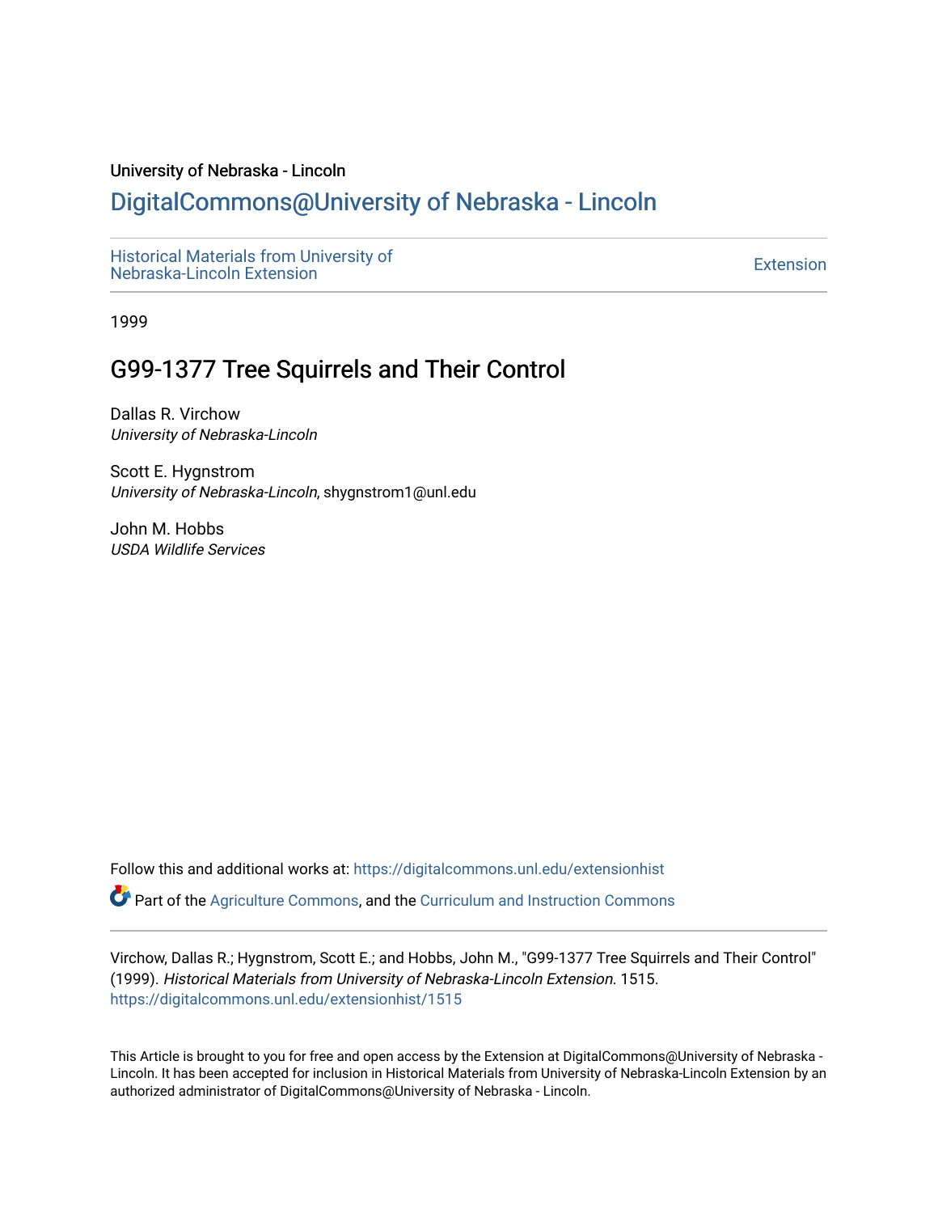University of Nebraska - Lincoln

## DigitalCommons@University of Nebraska - Lincoln

Historical Materials from University of Nebraska-Lincoln Extension

Extension

1999

# G99-1377 Tree Squirrels and Their Control

Dallas R. Virchow
*University of Nebraska-Lincoln*

Scott E. Hygnstrom
*University of Nebraska-Lincoln*, shygnstrom1@unl.edu

John M. Hobbs
*USDA Wildlife Services*

Follow this and additional works at: https://digitalcommons.unl.edu/extensionhist

Part of the Agriculture Commons, and the Curriculum and Instruction Commons

Virchow, Dallas R.; Hygnstrom, Scott E.; and Hobbs, John M., "G99-1377 Tree Squirrels and Their Control" (1999). *Historical Materials from University of Nebraska-Lincoln Extension*. 1515.
https://digitalcommons.unl.edu/extensionhist/1515

This Article is brought to you for free and open access by the Extension at DigitalCommons@University of Nebraska - Lincoln. It has been accepted for inclusion in Historical Materials from University of Nebraska-Lincoln Extension by an authorized administrator of DigitalCommons@University of Nebraska - Lincoln.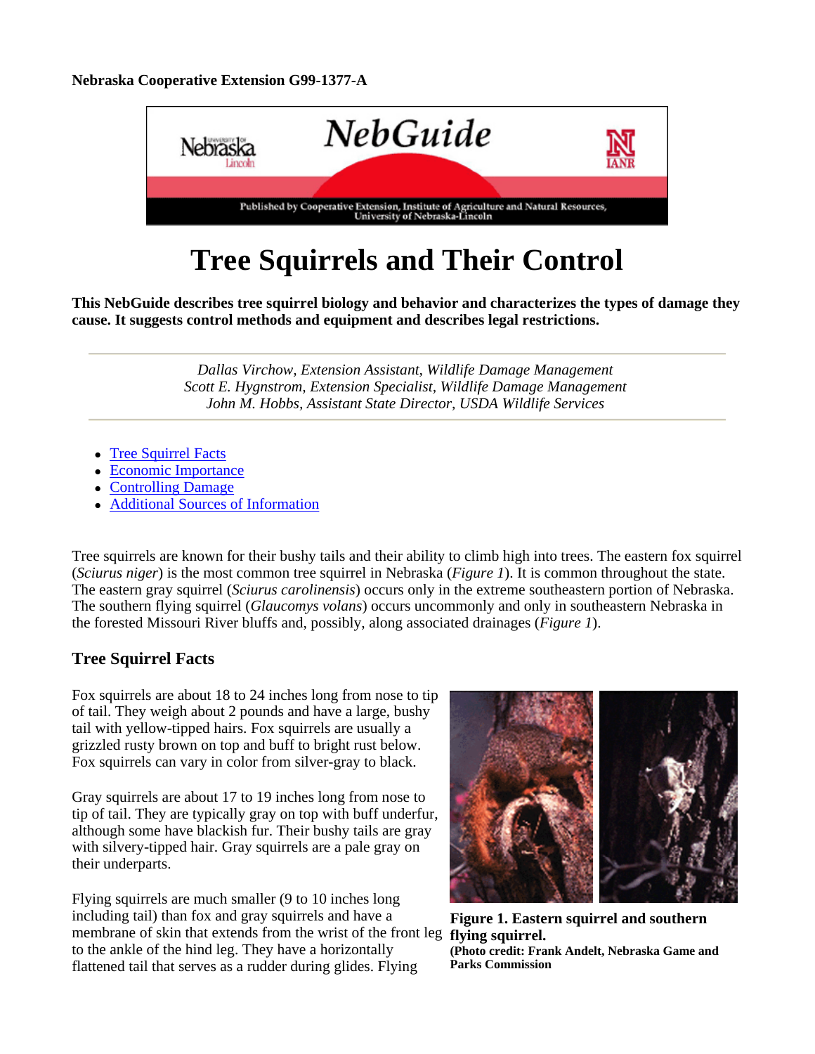Nebraska Cooperative Extension G99-1377-A

# Tree Squirrels and Their Control

**This NebGuide describes tree squirrel biology and behavior and characterizes the types of damage they cause. It suggests control methods and equipment and describes legal restrictions.**

---

*Dallas Virchow, Extension Assistant, Wildlife Damage Management*
*Scott E. Hygnstrom, Extension Specialist, Wildlife Damage Management*
*John M. Hobbs, Assistant State Director, USDA Wildlife Services*

---

- Tree Squirrel Facts
- Economic Importance
- Controlling Damage
- Additional Sources of Information

Tree squirrels are known for their bushy tails and their ability to climb high into trees. The eastern fox squirrel (*Sciurus niger*) is the most common tree squirrel in Nebraska (*Figure 1*). It is common throughout the state. The eastern gray squirrel (*Sciurus carolinensis*) occurs only in the extreme southeastern portion of Nebraska. The southern flying squirrel (*Glaucomys volans*) occurs uncommonly and only in southeastern Nebraska in the forested Missouri River bluffs and, possibly, along associated drainages (*Figure 1*).

## Tree Squirrel Facts

Fox squirrels are about 18 to 24 inches long from nose to tip of tail. They weigh about 2 pounds and have a large, bushy tail with yellow-tipped hairs. Fox squirrels are usually a grizzled rusty brown on top and buff to bright rust below. Fox squirrels can vary in color from silver-gray to black.

Gray squirrels are about 17 to 19 inches long from nose to tip of tail. They are typically gray on top with buff underfur, although some have blackish fur. Their bushy tails are gray with silvery-tipped hair. Gray squirrels are a pale gray on their underparts.

Flying squirrels are much smaller (9 to 10 inches long including tail) than fox and gray squirrels and have a membrane of skin that extends from the wrist of the front leg to the ankle of the hind leg. They have a horizontally flattened tail that serves as a rudder during glides. Flying

**Figure 1. Eastern squirrel and southern flying squirrel.**
**(Photo credit: Frank Andelt, Nebraska Game and Parks Commission**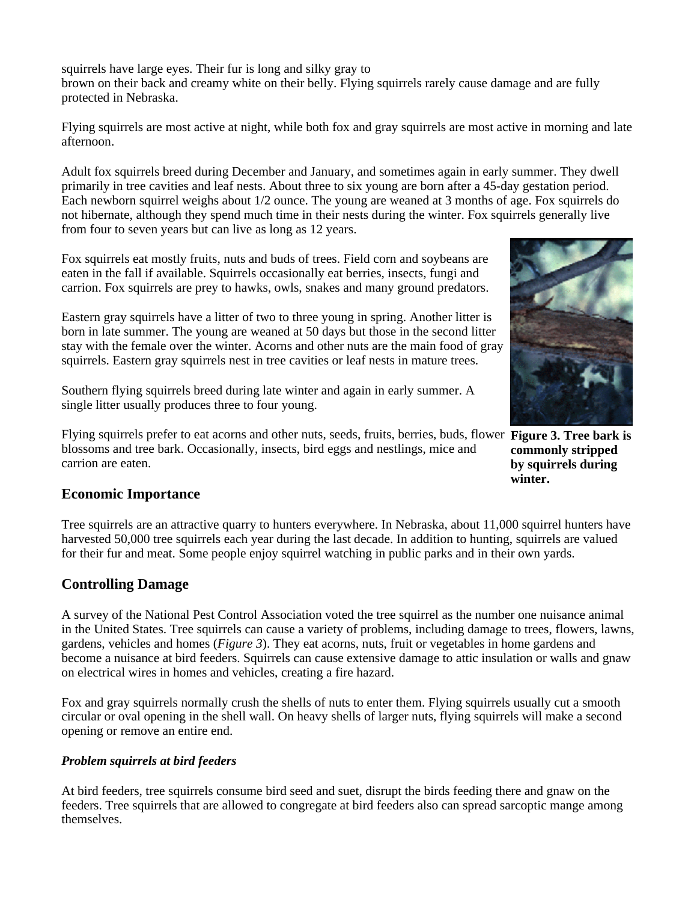squirrels have large eyes. Their fur is long and silky gray to brown on their back and creamy white on their belly. Flying squirrels rarely cause damage and are fully protected in Nebraska.

Flying squirrels are most active at night, while both fox and gray squirrels are most active in morning and late afternoon.

Adult fox squirrels breed during December and January, and sometimes again in early summer. They dwell primarily in tree cavities and leaf nests. About three to six young are born after a 45-day gestation period. Each newborn squirrel weighs about 1/2 ounce. The young are weaned at 3 months of age. Fox squirrels do not hibernate, although they spend much time in their nests during the winter. Fox squirrels generally live from four to seven years but can live as long as 12 years.

Fox squirrels eat mostly fruits, nuts and buds of trees. Field corn and soybeans are eaten in the fall if available. Squirrels occasionally eat berries, insects, fungi and carrion. Fox squirrels are prey to hawks, owls, snakes and many ground predators.

Eastern gray squirrels have a litter of two to three young in spring. Another litter is born in late summer. The young are weaned at 50 days but those in the second litter stay with the female over the winter. Acorns and other nuts are the main food of gray squirrels. Eastern gray squirrels nest in tree cavities or leaf nests in mature trees.

Southern flying squirrels breed during late winter and again in early summer. A single litter usually produces three to four young.

Flying squirrels prefer to eat acorns and other nuts, seeds, fruits, berries, buds, flower blossoms and tree bark. Occasionally, insects, bird eggs and nestlings, mice and carrion are eaten.

**Figure 3. Tree bark is commonly stripped by squirrels during winter.**

## Economic Importance

Tree squirrels are an attractive quarry to hunters everywhere. In Nebraska, about 11,000 squirrel hunters have harvested 50,000 tree squirrels each year during the last decade. In addition to hunting, squirrels are valued for their fur and meat. Some people enjoy squirrel watching in public parks and in their own yards.

## Controlling Damage

A survey of the National Pest Control Association voted the tree squirrel as the number one nuisance animal in the United States. Tree squirrels can cause a variety of problems, including damage to trees, flowers, lawns, gardens, vehicles and homes (*Figure 3*). They eat acorns, nuts, fruit or vegetables in home gardens and become a nuisance at bird feeders. Squirrels can cause extensive damage to attic insulation or walls and gnaw on electrical wires in homes and vehicles, creating a fire hazard.

Fox and gray squirrels normally crush the shells of nuts to enter them. Flying squirrels usually cut a smooth circular or oval opening in the shell wall. On heavy shells of larger nuts, flying squirrels will make a second opening or remove an entire end.

### *Problem squirrels at bird feeders*

At bird feeders, tree squirrels consume bird seed and suet, disrupt the birds feeding there and gnaw on the feeders. Tree squirrels that are allowed to congregate at bird feeders also can spread sarcoptic mange among themselves.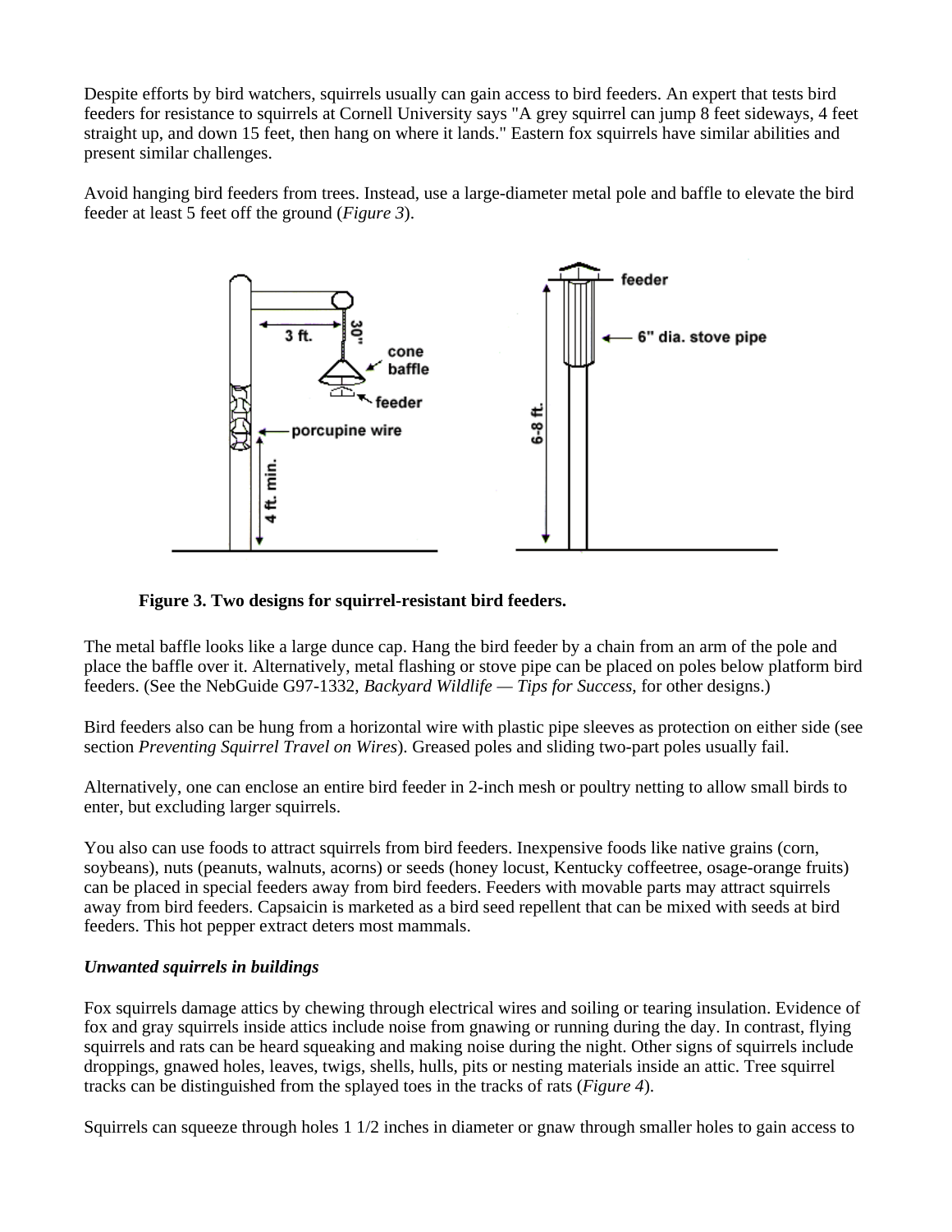Despite efforts by bird watchers, squirrels usually can gain access to bird feeders. An expert that tests bird feeders for resistance to squirrels at Cornell University says "A grey squirrel can jump 8 feet sideways, 4 feet straight up, and down 15 feet, then hang on where it lands." Eastern fox squirrels have similar abilities and present similar challenges.

Avoid hanging bird feeders from trees. Instead, use a large-diameter metal pole and baffle to elevate the bird feeder at least 5 feet off the ground (*Figure 3*).

**Figure 3. Two designs for squirrel-resistant bird feeders.**

The metal baffle looks like a large dunce cap. Hang the bird feeder by a chain from an arm of the pole and place the baffle over it. Alternatively, metal flashing or stove pipe can be placed on poles below platform bird feeders. (See the NebGuide G97-1332, *Backyard Wildlife — Tips for Success*, for other designs.)

Bird feeders also can be hung from a horizontal wire with plastic pipe sleeves as protection on either side (see section *Preventing Squirrel Travel on Wires*). Greased poles and sliding two-part poles usually fail.

Alternatively, one can enclose an entire bird feeder in 2-inch mesh or poultry netting to allow small birds to enter, but excluding larger squirrels.

You also can use foods to attract squirrels from bird feeders. Inexpensive foods like native grains (corn, soybeans), nuts (peanuts, walnuts, acorns) or seeds (honey locust, Kentucky coffeetree, osage-orange fruits) can be placed in special feeders away from bird feeders. Feeders with movable parts may attract squirrels away from bird feeders. Capsaicin is marketed as a bird seed repellent that can be mixed with seeds at bird feeders. This hot pepper extract deters most mammals.

***Unwanted squirrels in buildings***

Fox squirrels damage attics by chewing through electrical wires and soiling or tearing insulation. Evidence of fox and gray squirrels inside attics include noise from gnawing or running during the day. In contrast, flying squirrels and rats can be heard squeaking and making noise during the night. Other signs of squirrels include droppings, gnawed holes, leaves, twigs, shells, hulls, pits or nesting materials inside an attic. Tree squirrel tracks can be distinguished from the splayed toes in the tracks of rats (*Figure 4*).

Squirrels can squeeze through holes 1 1/2 inches in diameter or gnaw through smaller holes to gain access to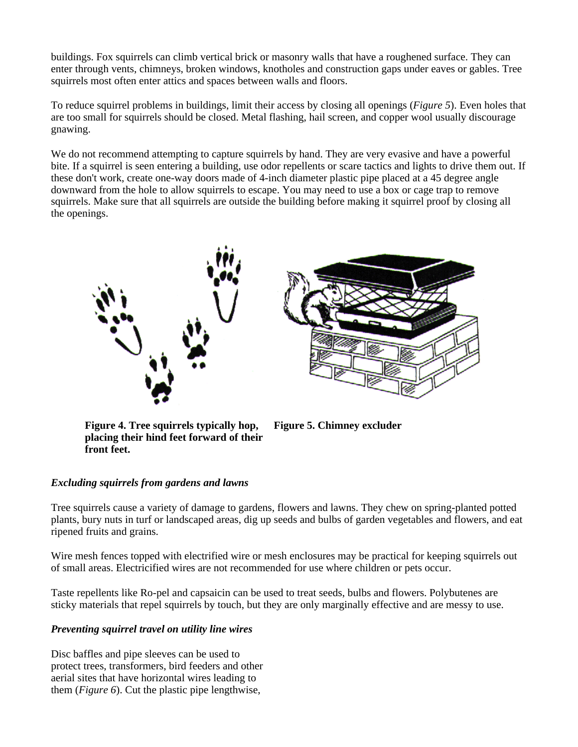buildings. Fox squirrels can climb vertical brick or masonry walls that have a roughened surface. They can enter through vents, chimneys, broken windows, knotholes and construction gaps under eaves or gables. Tree squirrels most often enter attics and spaces between walls and floors.

To reduce squirrel problems in buildings, limit their access by closing all openings (*Figure 5*). Even holes that are too small for squirrels should be closed. Metal flashing, hail screen, and copper wool usually discourage gnawing.

We do not recommend attempting to capture squirrels by hand. They are very evasive and have a powerful bite. If a squirrel is seen entering a building, use odor repellents or scare tactics and lights to drive them out. If these don't work, create one-way doors made of 4-inch diameter plastic pipe placed at a 45 degree angle downward from the hole to allow squirrels to escape. You may need to use a box or cage trap to remove squirrels. Make sure that all squirrels are outside the building before making it squirrel proof by closing all the openings.

**Figure 4. Tree squirrels typically hop, placing their hind feet forward of their front feet.**

**Figure 5. Chimney excluder**

### *Excluding squirrels from gardens and lawns*

Tree squirrels cause a variety of damage to gardens, flowers and lawns. They chew on spring-planted potted plants, bury nuts in turf or landscaped areas, dig up seeds and bulbs of garden vegetables and flowers, and eat ripened fruits and grains.

Wire mesh fences topped with electrified wire or mesh enclosures may be practical for keeping squirrels out of small areas. Electricified wires are not recommended for use where children or pets occur.

Taste repellents like Ro-pel and capsaicin can be used to treat seeds, bulbs and flowers. Polybutenes are sticky materials that repel squirrels by touch, but they are only marginally effective and are messy to use.

### *Preventing squirrel travel on utility line wires*

Disc baffles and pipe sleeves can be used to protect trees, transformers, bird feeders and other aerial sites that have horizontal wires leading to them (*Figure 6*). Cut the plastic pipe lengthwise,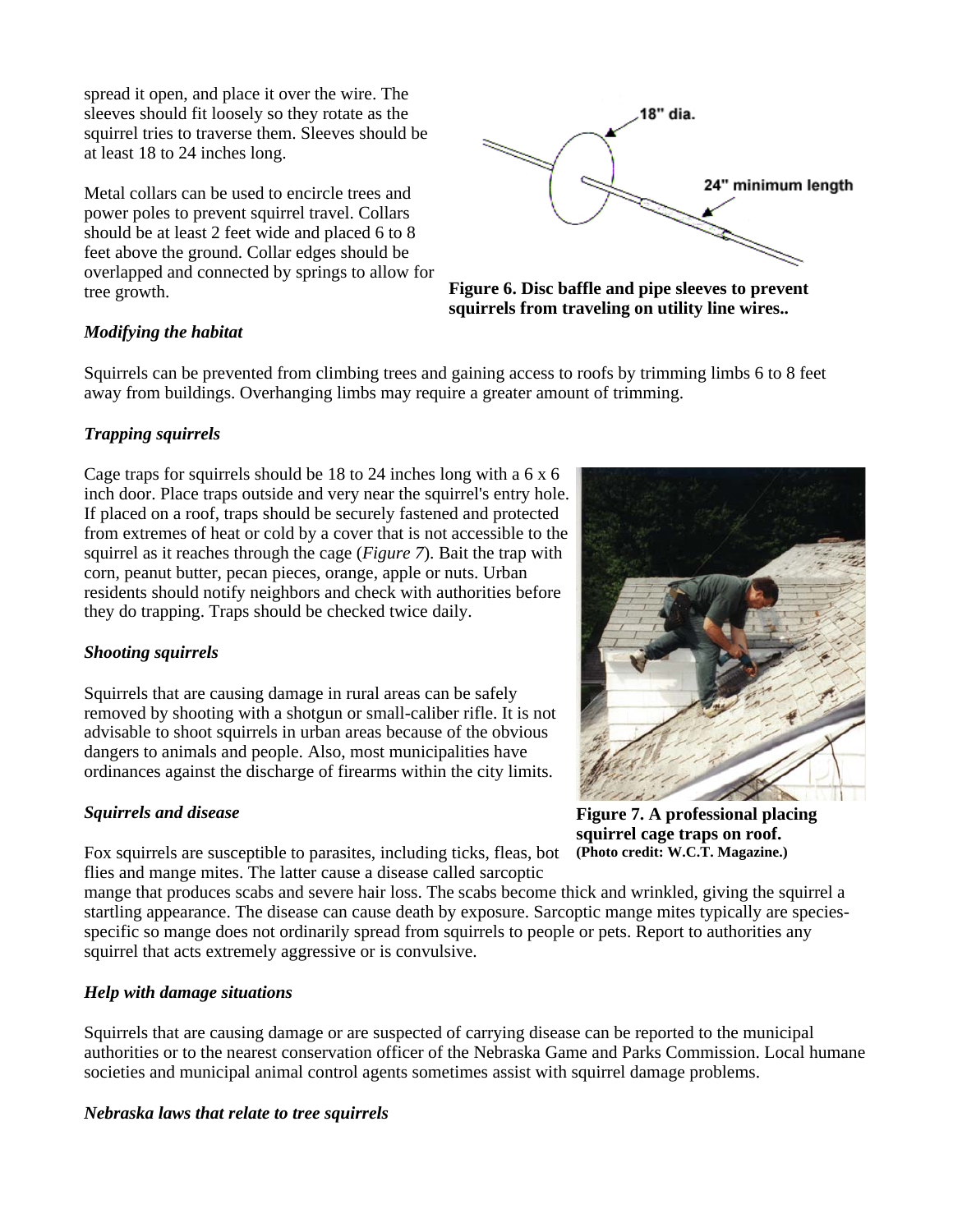spread it open, and place it over the wire. The sleeves should fit loosely so they rotate as the squirrel tries to traverse them. Sleeves should be at least 18 to 24 inches long.

Metal collars can be used to encircle trees and power poles to prevent squirrel travel. Collars should be at least 2 feet wide and placed 6 to 8 feet above the ground. Collar edges should be overlapped and connected by springs to allow for tree growth.

**Figure 6. Disc baffle and pipe sleeves to prevent squirrels from traveling on utility line wires..**

### *Modifying the habitat*

Squirrels can be prevented from climbing trees and gaining access to roofs by trimming limbs 6 to 8 feet away from buildings. Overhanging limbs may require a greater amount of trimming.

### *Trapping squirrels*

Cage traps for squirrels should be 18 to 24 inches long with a 6 x 6 inch door. Place traps outside and very near the squirrel's entry hole. If placed on a roof, traps should be securely fastened and protected from extremes of heat or cold by a cover that is not accessible to the squirrel as it reaches through the cage (*Figure 7*). Bait the trap with corn, peanut butter, pecan pieces, orange, apple or nuts. Urban residents should notify neighbors and check with authorities before they do trapping. Traps should be checked twice daily.

**Figure 7. A professional placing squirrel cage traps on roof. (Photo credit: W.C.T. Magazine.)**

### *Shooting squirrels*

Squirrels that are causing damage in rural areas can be safely removed by shooting with a shotgun or small-caliber rifle. It is not advisable to shoot squirrels in urban areas because of the obvious dangers to animals and people. Also, most municipalities have ordinances against the discharge of firearms within the city limits.

### *Squirrels and disease*

Fox squirrels are susceptible to parasites, including ticks, fleas, bot flies and mange mites. The latter cause a disease called sarcoptic mange that produces scabs and severe hair loss. The scabs become thick and wrinkled, giving the squirrel a startling appearance. The disease can cause death by exposure. Sarcoptic mange mites typically are species-specific so mange does not ordinarily spread from squirrels to people or pets. Report to authorities any squirrel that acts extremely aggressive or is convulsive.

### *Help with damage situations*

Squirrels that are causing damage or are suspected of carrying disease can be reported to the municipal authorities or to the nearest conservation officer of the Nebraska Game and Parks Commission. Local humane societies and municipal animal control agents sometimes assist with squirrel damage problems.

### *Nebraska laws that relate to tree squirrels*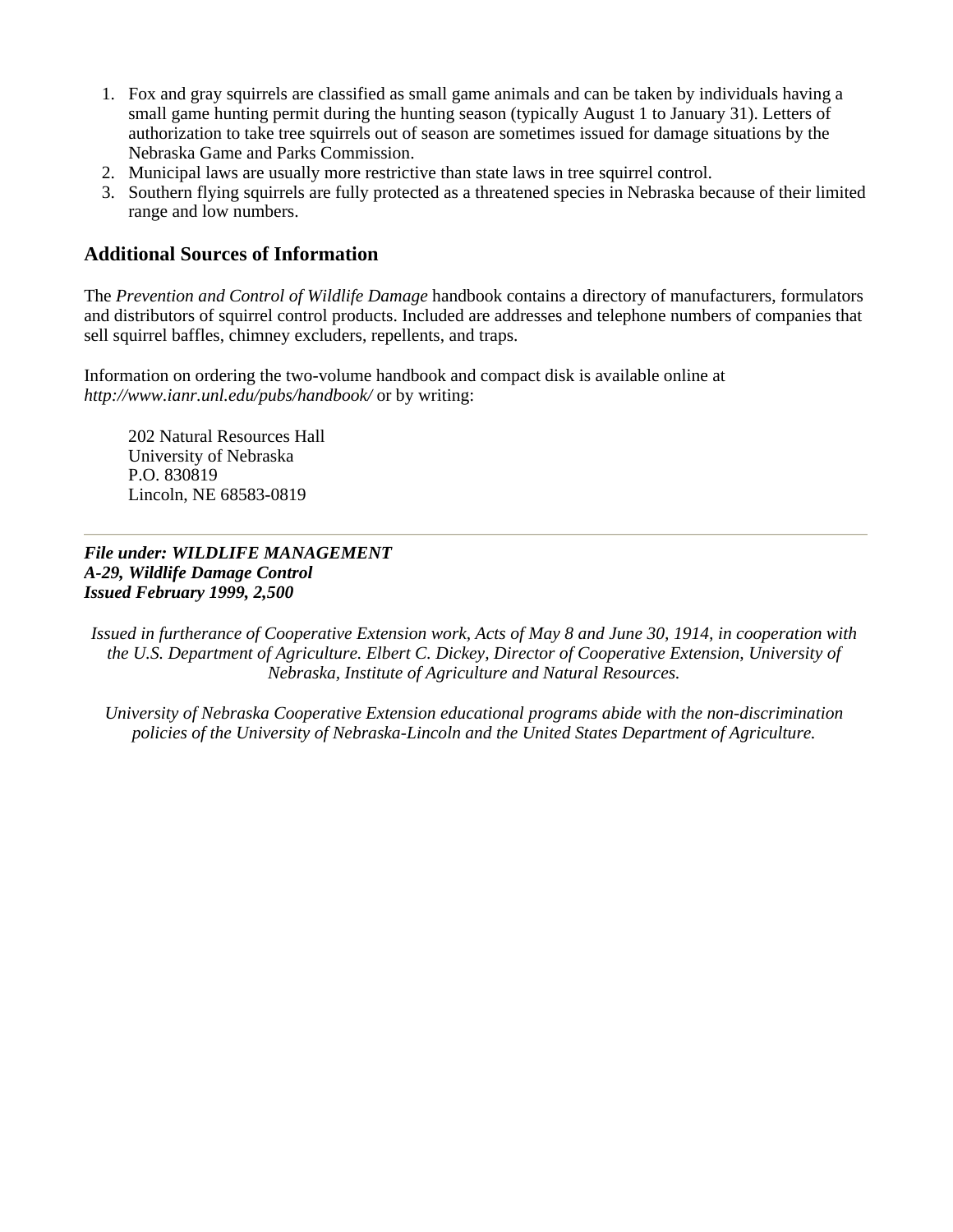1. Fox and gray squirrels are classified as small game animals and can be taken by individuals having a small game hunting permit during the hunting season (typically August 1 to January 31). Letters of authorization to take tree squirrels out of season are sometimes issued for damage situations by the Nebraska Game and Parks Commission.
2. Municipal laws are usually more restrictive than state laws in tree squirrel control.
3. Southern flying squirrels are fully protected as a threatened species in Nebraska because of their limited range and low numbers.

## Additional Sources of Information

The *Prevention and Control of Wildlife Damage* handbook contains a directory of manufacturers, formulators and distributors of squirrel control products. Included are addresses and telephone numbers of companies that sell squirrel baffles, chimney excluders, repellents, and traps.

Information on ordering the two-volume handbook and compact disk is available online at *http://www.ianr.unl.edu/pubs/handbook/* or by writing:

> 202 Natural Resources Hall
> University of Nebraska
> P.O. 830819
> Lincoln, NE 68583-0819

---

***File under: WILDLIFE MANAGEMENT***
***A-29, Wildlife Damage Control***
***Issued February 1999, 2,500***

*Issued in furtherance of Cooperative Extension work, Acts of May 8 and June 30, 1914, in cooperation with the U.S. Department of Agriculture. Elbert C. Dickey, Director of Cooperative Extension, University of Nebraska, Institute of Agriculture and Natural Resources.*

*University of Nebraska Cooperative Extension educational programs abide with the non-discrimination policies of the University of Nebraska-Lincoln and the United States Department of Agriculture.*